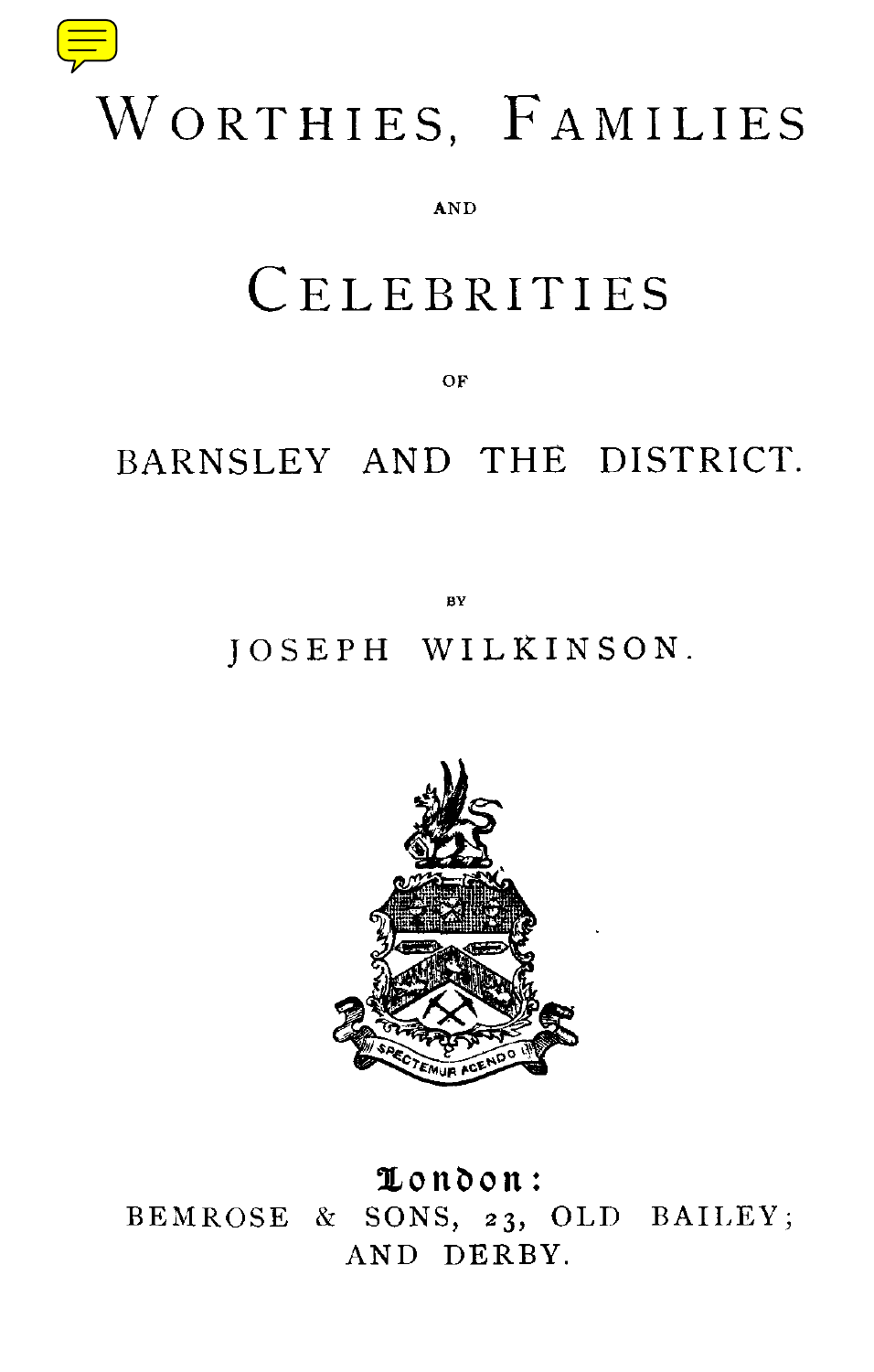# WORTHIES, FAMILIES

AND

# CELEBRITIES

OF

## BARNSLEY AND THE DISTRICT.

BY

JOSEPH WILKINSON.

SPECTEMUR AGENDO

London:
BEMROSE & SONS, 23, OLD BAILEY;
AND DERBY.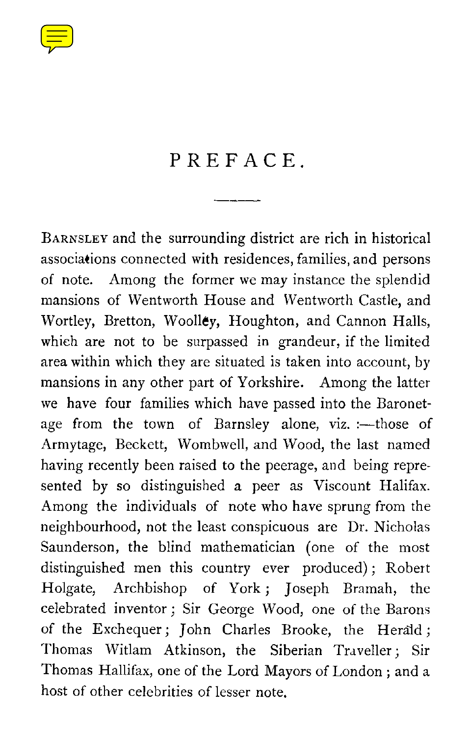# PREFACE.

Barnsley and the surrounding district are rich in historical associations connected with residences, families, and persons of note. Among the former we may instance the splendid mansions of Wentworth House and Wentworth Castle, and Wortley, Bretton, Woolley, Houghton, and Cannon Halls, which are not to be surpassed in grandeur, if the limited area within which they are situated is taken into account, by mansions in any other part of Yorkshire. Among the latter we have four families which have passed into the Baronetage from the town of Barnsley alone, viz. :—those of Armytage, Beckett, Wombwell, and Wood, the last named having recently been raised to the peerage, and being represented by so distinguished a peer as Viscount Halifax. Among the individuals of note who have sprung from the neighbourhood, not the least conspicuous are Dr. Nicholas Saunderson, the blind mathematician (one of the most distinguished men this country ever produced); Robert Holgate, Archbishop of York; Joseph Bramah, the celebrated inventor; Sir George Wood, one of the Barons of the Exchequer; John Charles Brooke, the Herald; Thomas Witlam Atkinson, the Siberian Traveller; Sir Thomas Hallifax, one of the Lord Mayors of London; and a host of other celebrities of lesser note.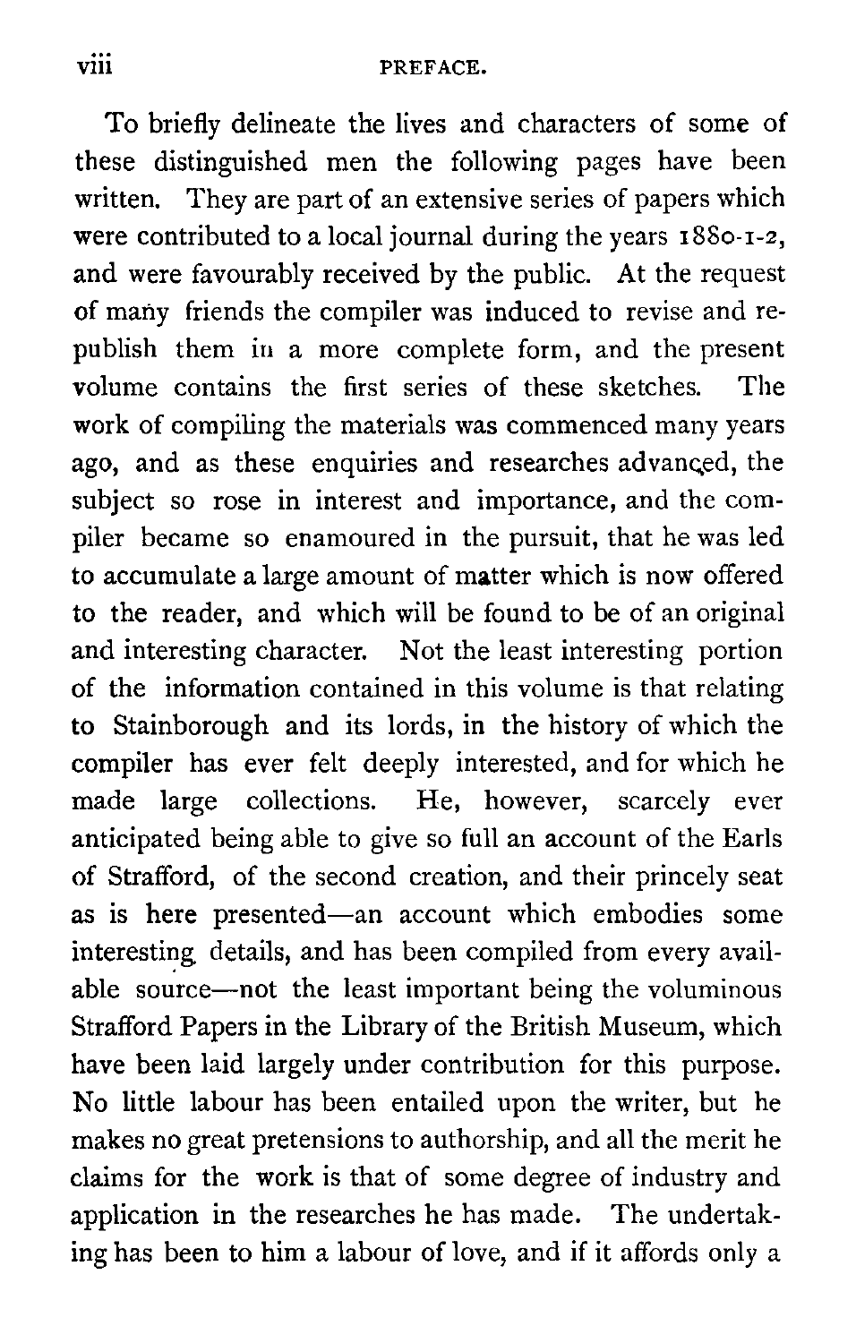To briefly delineate the lives and characters of some of these distinguished men the following pages have been written. They are part of an extensive series of papers which were contributed to a local journal during the years 1880-1-2, and were favourably received by the public. At the request of many friends the compiler was induced to revise and re-publish them in a more complete form, and the present volume contains the first series of these sketches. The work of compiling the materials was commenced many years ago, and as these enquiries and researches advanced, the subject so rose in interest and importance, and the compiler became so enamoured in the pursuit, that he was led to accumulate a large amount of matter which is now offered to the reader, and which will be found to be of an original and interesting character. Not the least interesting portion of the information contained in this volume is that relating to Stainborough and its lords, in the history of which the compiler has ever felt deeply interested, and for which he made large collections. He, however, scarcely ever anticipated being able to give so full an account of the Earls of Strafford, of the second creation, and their princely seat as is here presented—an account which embodies some interesting details, and has been compiled from every available source—not the least important being the voluminous Strafford Papers in the Library of the British Museum, which have been laid largely under contribution for this purpose. No little labour has been entailed upon the writer, but he makes no great pretensions to authorship, and all the merit he claims for the work is that of some degree of industry and application in the researches he has made. The undertaking has been to him a labour of love, and if it affords only a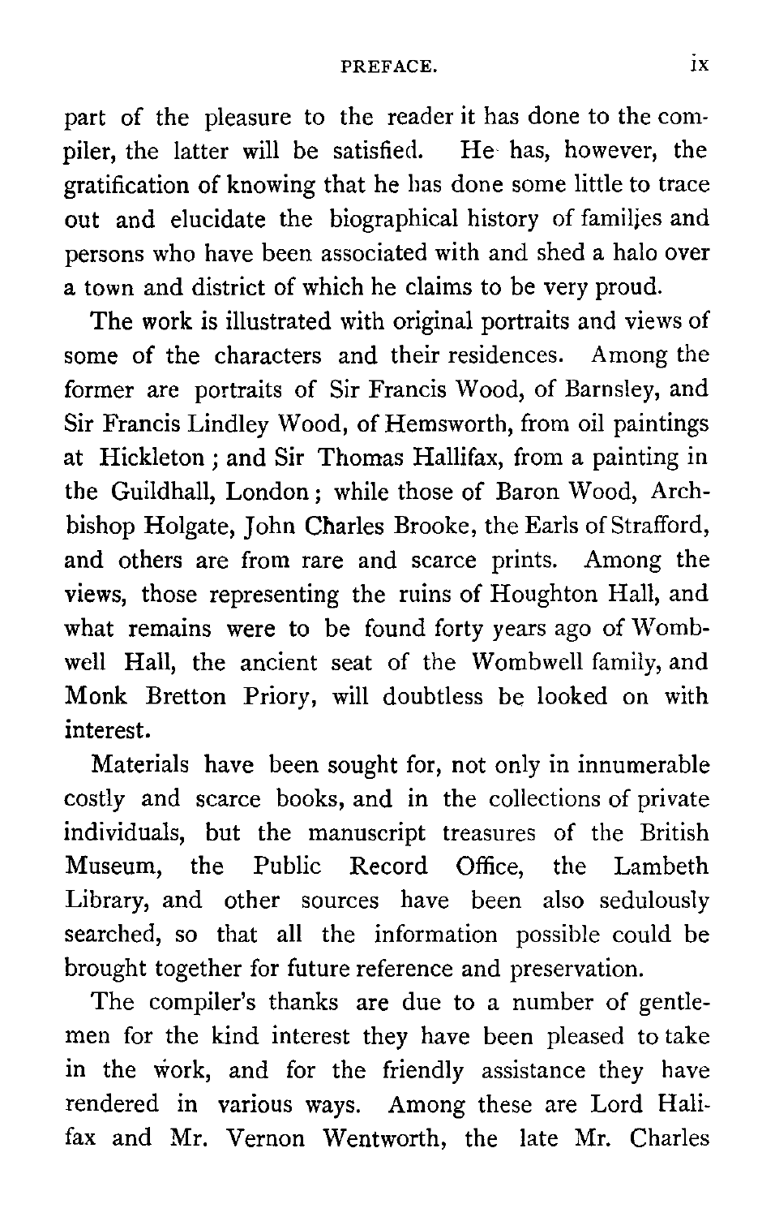part of the pleasure to the reader it has done to the compiler, the latter will be satisfied. He has, however, the gratification of knowing that he has done some little to trace out and elucidate the biographical history of families and persons who have been associated with and shed a halo over a town and district of which he claims to be very proud.

The work is illustrated with original portraits and views of some of the characters and their residences. Among the former are portraits of Sir Francis Wood, of Barnsley, and Sir Francis Lindley Wood, of Hemsworth, from oil paintings at Hickleton; and Sir Thomas Hallifax, from a painting in the Guildhall, London; while those of Baron Wood, Archbishop Holgate, John Charles Brooke, the Earls of Strafford, and others are from rare and scarce prints. Among the views, those representing the ruins of Houghton Hall, and what remains were to be found forty years ago of Wombwell Hall, the ancient seat of the Wombwell family, and Monk Bretton Priory, will doubtless be looked on with interest.

Materials have been sought for, not only in innumerable costly and scarce books, and in the collections of private individuals, but the manuscript treasures of the British Museum, the Public Record Office, the Lambeth Library, and other sources have been also sedulously searched, so that all the information possible could be brought together for future reference and preservation.

The compiler's thanks are due to a number of gentlemen for the kind interest they have been pleased to take in the work, and for the friendly assistance they have rendered in various ways. Among these are Lord Halifax and Mr. Vernon Wentworth, the late Mr. Charles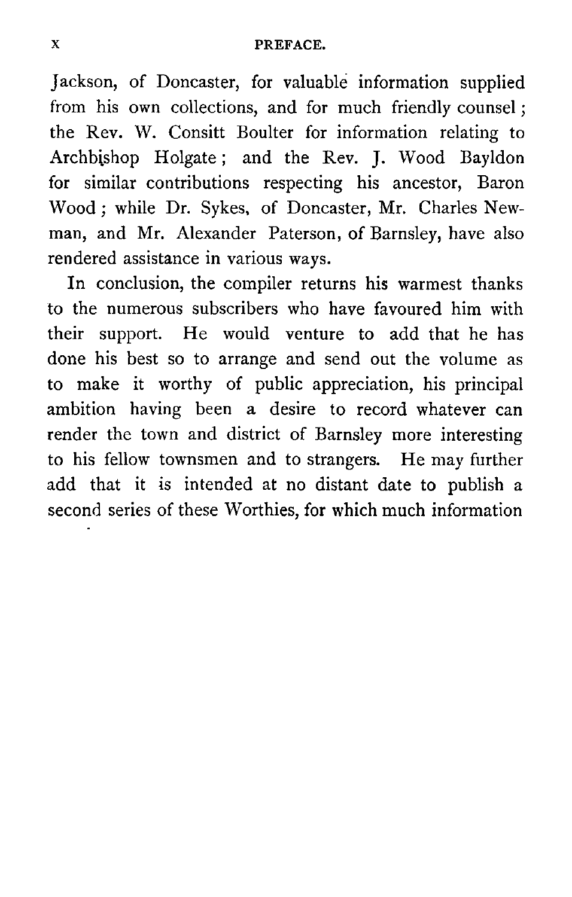Jackson, of Doncaster, for valuable information supplied from his own collections, and for much friendly counsel; the Rev. W. Consitt Boulter for information relating to Archbishop Holgate; and the Rev. J. Wood Bayldon for similar contributions respecting his ancestor, Baron Wood; while Dr. Sykes, of Doncaster, Mr. Charles Newman, and Mr. Alexander Paterson, of Barnsley, have also rendered assistance in various ways.

In conclusion, the compiler returns his warmest thanks to the numerous subscribers who have favoured him with their support. He would venture to add that he has done his best so to arrange and send out the volume as to make it worthy of public appreciation, his principal ambition having been a desire to record whatever can render the town and district of Barnsley more interesting to his fellow townsmen and to strangers. He may further add that it is intended at no distant date to publish a second series of these Worthies, for which much information